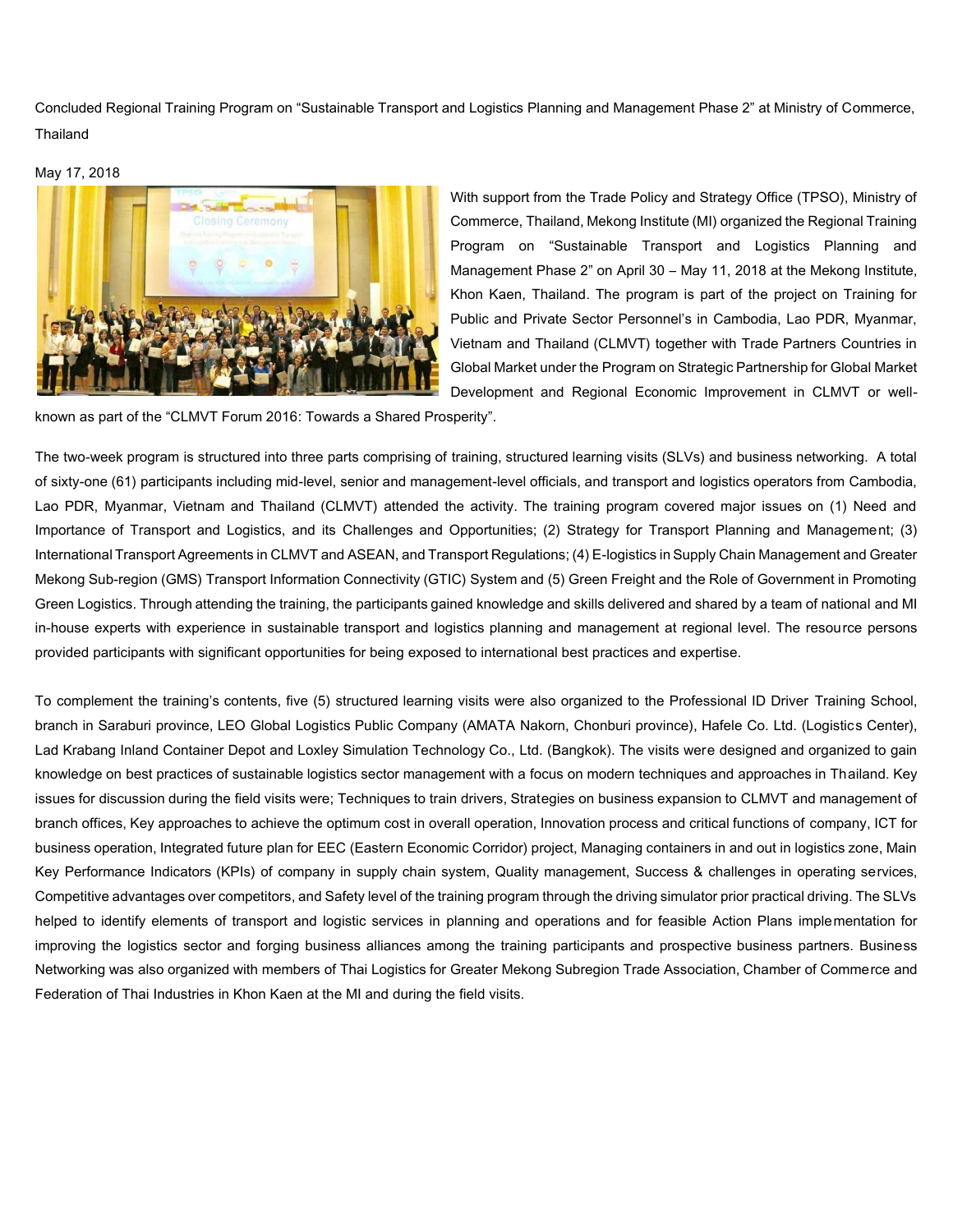Concluded Regional Training Program on "Sustainable Transport and Logistics Planning and Management Phase 2" at Ministry of Commerce, Thailand

May 17, 2018

With support from the Trade Policy and Strategy Office (TPSO), Ministry of Commerce, Thailand, Mekong Institute (MI) organized the Regional Training Program on "Sustainable Transport and Logistics Planning and Management Phase 2" on April 30 – May 11, 2018 at the Mekong Institute, Khon Kaen, Thailand. The program is part of the project on Training for Public and Private Sector Personnel's in Cambodia, Lao PDR, Myanmar, Vietnam and Thailand (CLMVT) together with Trade Partners Countries in Global Market under the Program on Strategic Partnership for Global Market Development and Regional Economic Improvement in CLMVT or well-known as part of the "CLMVT Forum 2016: Towards a Shared Prosperity".

The two-week program is structured into three parts comprising of training, structured learning visits (SLVs) and business networking. A total of sixty-one (61) participants including mid-level, senior and management-level officials, and transport and logistics operators from Cambodia, Lao PDR, Myanmar, Vietnam and Thailand (CLMVT) attended the activity. The training program covered major issues on (1) Need and Importance of Transport and Logistics, and its Challenges and Opportunities; (2) Strategy for Transport Planning and Management; (3) International Transport Agreements in CLMVT and ASEAN, and Transport Regulations; (4) E-logistics in Supply Chain Management and Greater Mekong Sub-region (GMS) Transport Information Connectivity (GTIC) System and (5) Green Freight and the Role of Government in Promoting Green Logistics. Through attending the training, the participants gained knowledge and skills delivered and shared by a team of national and MI in-house experts with experience in sustainable transport and logistics planning and management at regional level. The resource persons provided participants with significant opportunities for being exposed to international best practices and expertise.

To complement the training's contents, five (5) structured learning visits were also organized to the Professional ID Driver Training School, branch in Saraburi province, LEO Global Logistics Public Company (AMATA Nakorn, Chonburi province), Hafele Co. Ltd. (Logistics Center), Lad Krabang Inland Container Depot and Loxley Simulation Technology Co., Ltd. (Bangkok). The visits were designed and organized to gain knowledge on best practices of sustainable logistics sector management with a focus on modern techniques and approaches in Thailand. Key issues for discussion during the field visits were; Techniques to train drivers, Strategies on business expansion to CLMVT and management of branch offices, Key approaches to achieve the optimum cost in overall operation, Innovation process and critical functions of company, ICT for business operation, Integrated future plan for EEC (Eastern Economic Corridor) project, Managing containers in and out in logistics zone, Main Key Performance Indicators (KPIs) of company in supply chain system, Quality management, Success & challenges in operating services, Competitive advantages over competitors, and Safety level of the training program through the driving simulator prior practical driving. The SLVs helped to identify elements of transport and logistic services in planning and operations and for feasible Action Plans implementation for improving the logistics sector and forging business alliances among the training participants and prospective business partners. Business Networking was also organized with members of Thai Logistics for Greater Mekong Subregion Trade Association, Chamber of Commerce and Federation of Thai Industries in Khon Kaen at the MI and during the field visits.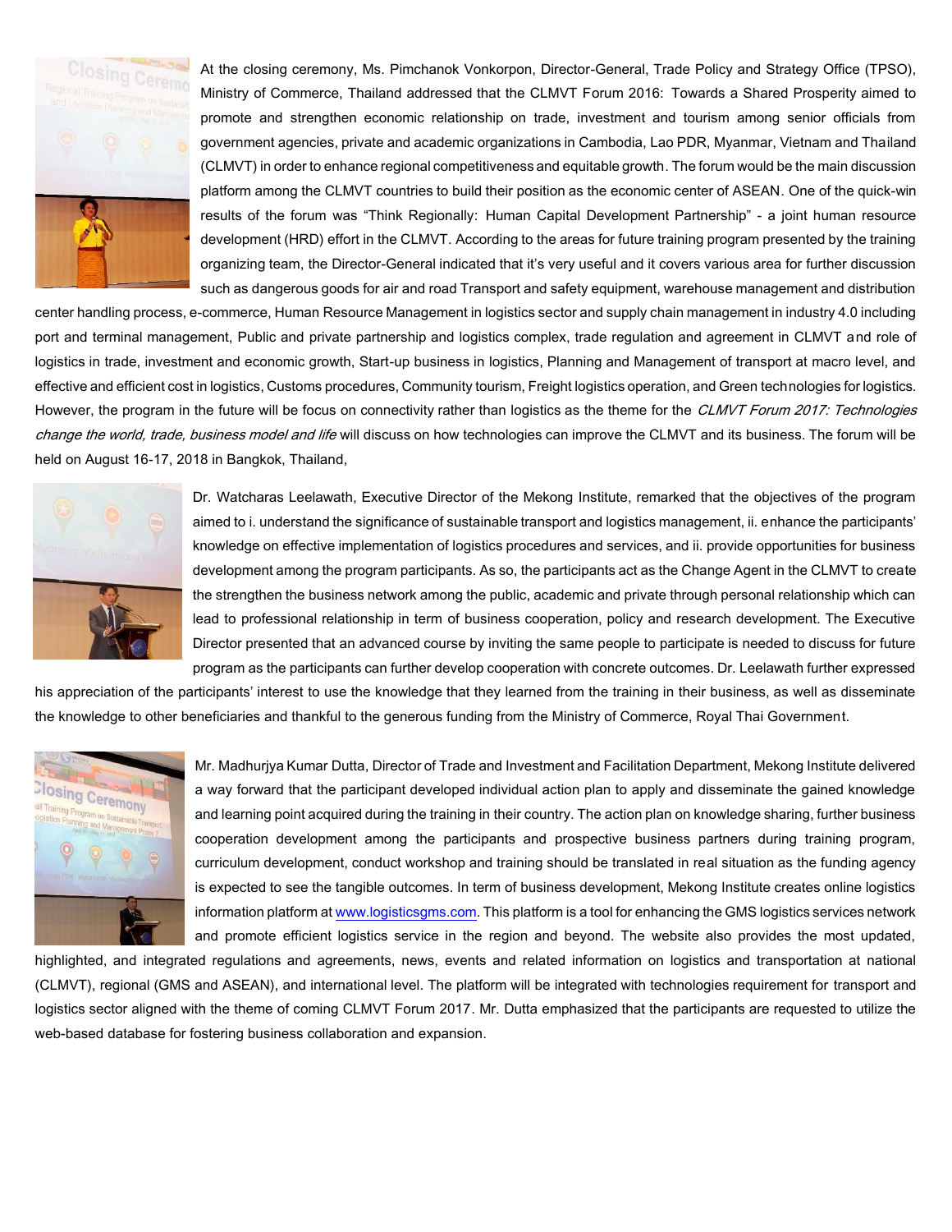At the closing ceremony, Ms. Pimchanok Vonkorpon, Director-General, Trade Policy and Strategy Office (TPSO), Ministry of Commerce, Thailand addressed that the CLMVT Forum 2016: Towards a Shared Prosperity aimed to promote and strengthen economic relationship on trade, investment and tourism among senior officials from government agencies, private and academic organizations in Cambodia, Lao PDR, Myanmar, Vietnam and Thailand (CLMVT) in order to enhance regional competitiveness and equitable growth. The forum would be the main discussion platform among the CLMVT countries to build their position as the economic center of ASEAN. One of the quick-win results of the forum was "Think Regionally: Human Capital Development Partnership" - a joint human resource development (HRD) effort in the CLMVT. According to the areas for future training program presented by the training organizing team, the Director-General indicated that it's very useful and it covers various area for further discussion such as dangerous goods for air and road Transport and safety equipment, warehouse management and distribution center handling process, e-commerce, Human Resource Management in logistics sector and supply chain management in industry 4.0 including port and terminal management, Public and private partnership and logistics complex, trade regulation and agreement in CLMVT and role of logistics in trade, investment and economic growth, Start-up business in logistics, Planning and Management of transport at macro level, and effective and efficient cost in logistics, Customs procedures, Community tourism, Freight logistics operation, and Green technologies for logistics. However, the program in the future will be focus on connectivity rather than logistics as the theme for the *CLMVT Forum 2017: Technologies change the world, trade, business model and life* will discuss on how technologies can improve the CLMVT and its business. The forum will be held on August 16-17, 2018 in Bangkok, Thailand,

Dr. Watcharas Leelawath, Executive Director of the Mekong Institute, remarked that the objectives of the program aimed to i. understand the significance of sustainable transport and logistics management, ii. enhance the participants' knowledge on effective implementation of logistics procedures and services, and ii. provide opportunities for business development among the program participants. As so, the participants act as the Change Agent in the CLMVT to create the strengthen the business network among the public, academic and private through personal relationship which can lead to professional relationship in term of business cooperation, policy and research development. The Executive Director presented that an advanced course by inviting the same people to participate is needed to discuss for future program as the participants can further develop cooperation with concrete outcomes. Dr. Leelawath further expressed his appreciation of the participants' interest to use the knowledge that they learned from the training in their business, as well as disseminate the knowledge to other beneficiaries and thankful to the generous funding from the Ministry of Commerce, Royal Thai Government.

Mr. Madhurjya Kumar Dutta, Director of Trade and Investment and Facilitation Department, Mekong Institute delivered a way forward that the participant developed individual action plan to apply and disseminate the gained knowledge and learning point acquired during the training in their country. The action plan on knowledge sharing, further business cooperation development among the participants and prospective business partners during training program, curriculum development, conduct workshop and training should be translated in real situation as the funding agency is expected to see the tangible outcomes. In term of business development, Mekong Institute creates online logistics information platform at www.logisticsgms.com. This platform is a tool for enhancing the GMS logistics services network and promote efficient logistics service in the region and beyond. The website also provides the most updated, highlighted, and integrated regulations and agreements, news, events and related information on logistics and transportation at national (CLMVT), regional (GMS and ASEAN), and international level. The platform will be integrated with technologies requirement for transport and logistics sector aligned with the theme of coming CLMVT Forum 2017. Mr. Dutta emphasized that the participants are requested to utilize the web-based database for fostering business collaboration and expansion.